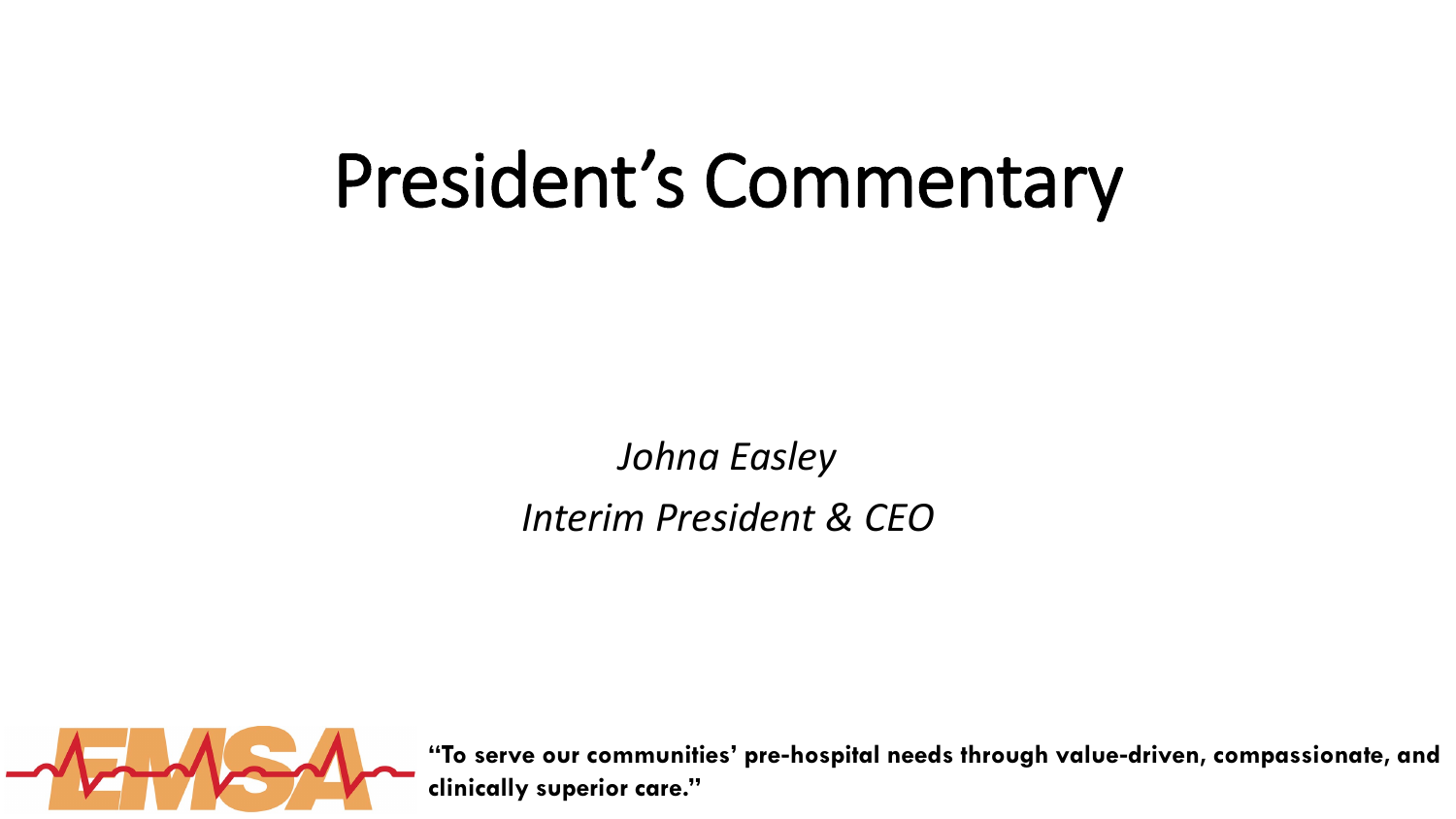# President's Commentary

*Johna Easley*

*Interim President & CEO*

**"To serve our communities' pre-hospital needs through value-driven, compassionate, and clinically superior care."**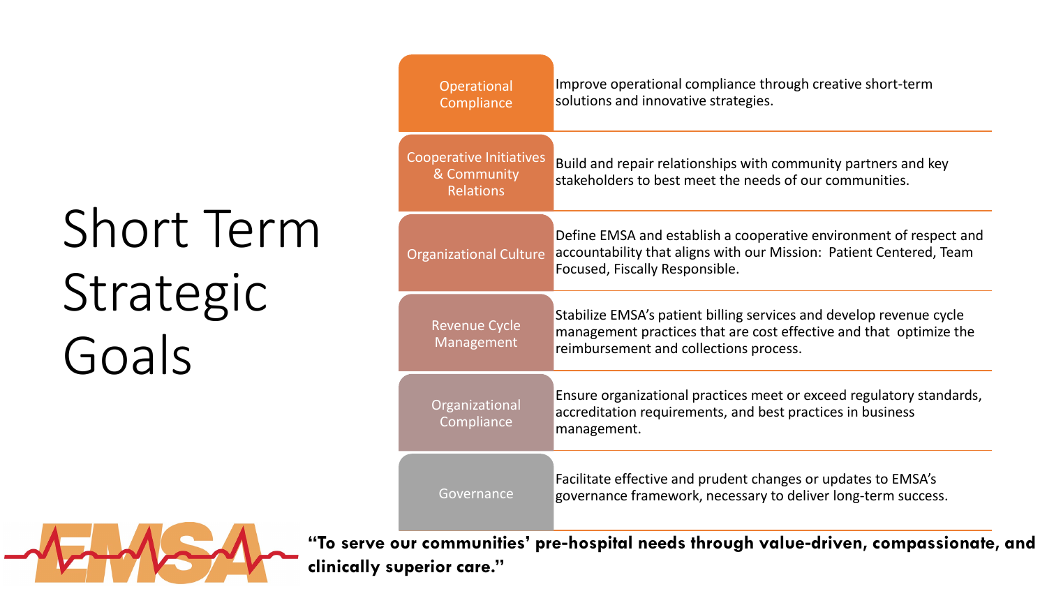# Short Term Strategic Goals

| Goal | Description |
| --- | --- |
| Operational Compliance | Improve operational compliance through creative short-term solutions and innovative strategies. |
| Cooperative Initiatives & Community Relations | Build and repair relationships with community partners and key stakeholders to best meet the needs of our communities. |
| Organizational Culture | Define EMSA and establish a cooperative environment of respect and accountability that aligns with our Mission: Patient Centered, Team Focused, Fiscally Responsible. |
| Revenue Cycle Management | Stabilize EMSA's patient billing services and develop revenue cycle management practices that are cost effective and that optimize the reimbursement and collections process. |
| Organizational Compliance | Ensure organizational practices meet or exceed regulatory standards, accreditation requirements, and best practices in business management. |
| Governance | Facilitate effective and prudent changes or updates to EMSA's governance framework, necessary to deliver long-term success. |

EMSA

**"To serve our communities' pre-hospital needs through value-driven, compassionate, and clinically superior care."**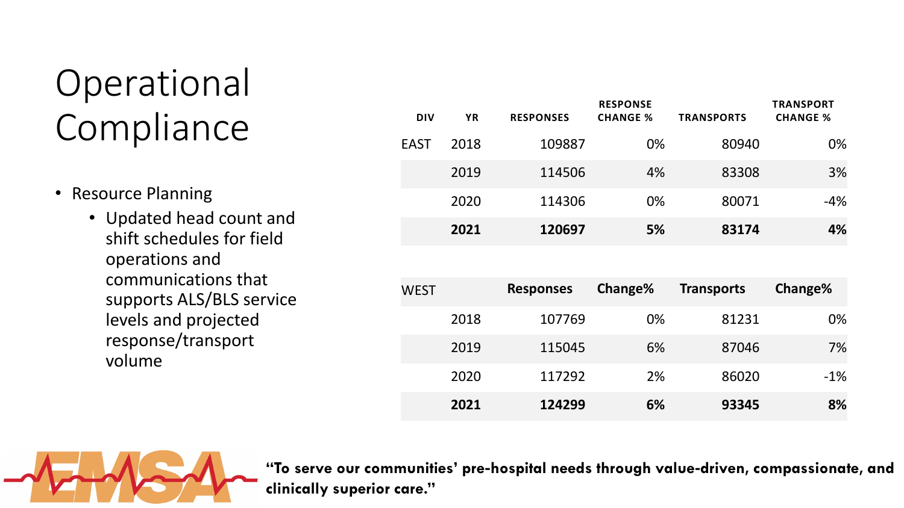# Operational Compliance

- Resource Planning
  - Updated head count and shift schedules for field operations and communications that supports ALS/BLS service levels and projected response/transport volume

| DIV | YR | RESPONSES | RESPONSE CHANGE % | TRANSPORTS | TRANSPORT CHANGE % |
|---|---|---|---|---|---|
| EAST | 2018 | 109887 | 0% | 80940 | 0% |
| | 2019 | 114506 | 4% | 83308 | 3% |
| | 2020 | 114306 | 0% | 80071 | -4% |
| | **2021** | **120697** | **5%** | **83174** | **4%** |

| WEST | | Responses | Change% | Transports | Change% |
|---|---|---|---|---|---|
| | 2018 | 107769 | 0% | 81231 | 0% |
| | 2019 | 115045 | 6% | 87046 | 7% |
| | 2020 | 117292 | 2% | 86020 | -1% |
| | **2021** | **124299** | **6%** | **93345** | **8%** |

EMSA

**"To serve our communities' pre-hospital needs through value-driven, compassionate, and clinically superior care."**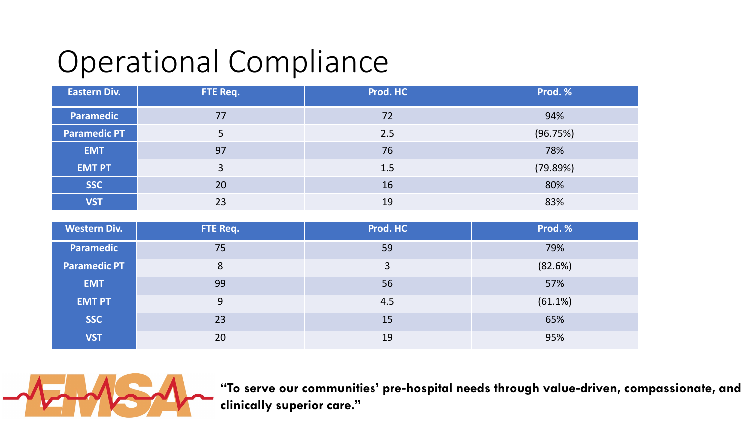# Operational Compliance

| Eastern Div. | FTE Req. | Prod. HC | Prod. % |
|---|---|---|---|
| Paramedic | 77 | 72 | 94% |
| Paramedic PT | 5 | 2.5 | (96.75%) |
| EMT | 97 | 76 | 78% |
| EMT PT | 3 | 1.5 | (79.89%) |
| SSC | 20 | 16 | 80% |
| VST | 23 | 19 | 83% |

| Western Div. | FTE Req. | Prod. HC | Prod. % |
|---|---|---|---|
| Paramedic | 75 | 59 | 79% |
| Paramedic PT | 8 | 3 | (82.6%) |
| EMT | 99 | 56 | 57% |
| EMT PT | 9 | 4.5 | (61.1%) |
| SSC | 23 | 15 | 65% |
| VST | 20 | 19 | 95% |

EMSA

**"To serve our communities' pre-hospital needs through value-driven, compassionate, and clinically superior care."**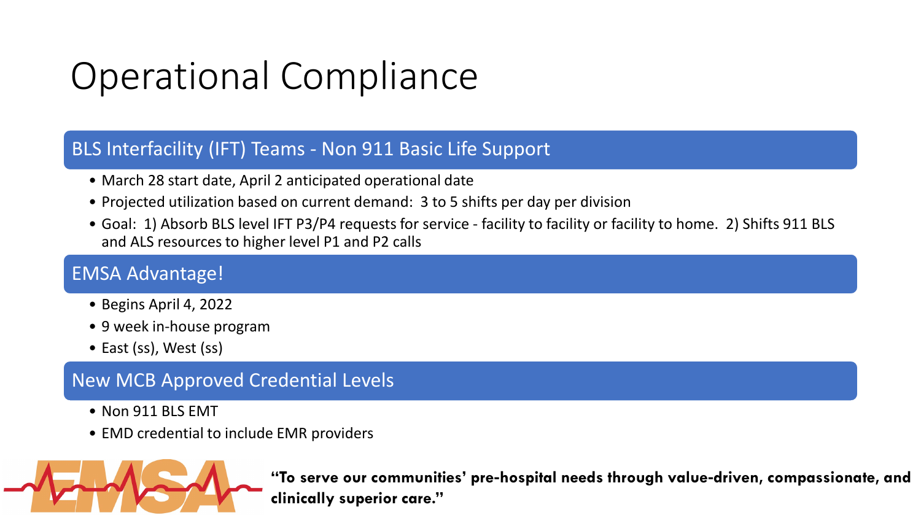# Operational Compliance

## BLS Interfacility (IFT) Teams - Non 911 Basic Life Support

- March 28 start date, April 2 anticipated operational date
- Projected utilization based on current demand: 3 to 5 shifts per day per division
- Goal: 1) Absorb BLS level IFT P3/P4 requests for service - facility to facility or facility to home. 2) Shifts 911 BLS and ALS resources to higher level P1 and P2 calls

## EMSA Advantage!

- Begins April 4, 2022
- 9 week in-house program
- East (ss), West (ss)

## New MCB Approved Credential Levels

- Non 911 BLS EMT
- EMD credential to include EMR providers

EMSA

**"To serve our communities' pre-hospital needs through value-driven, compassionate, and clinically superior care."**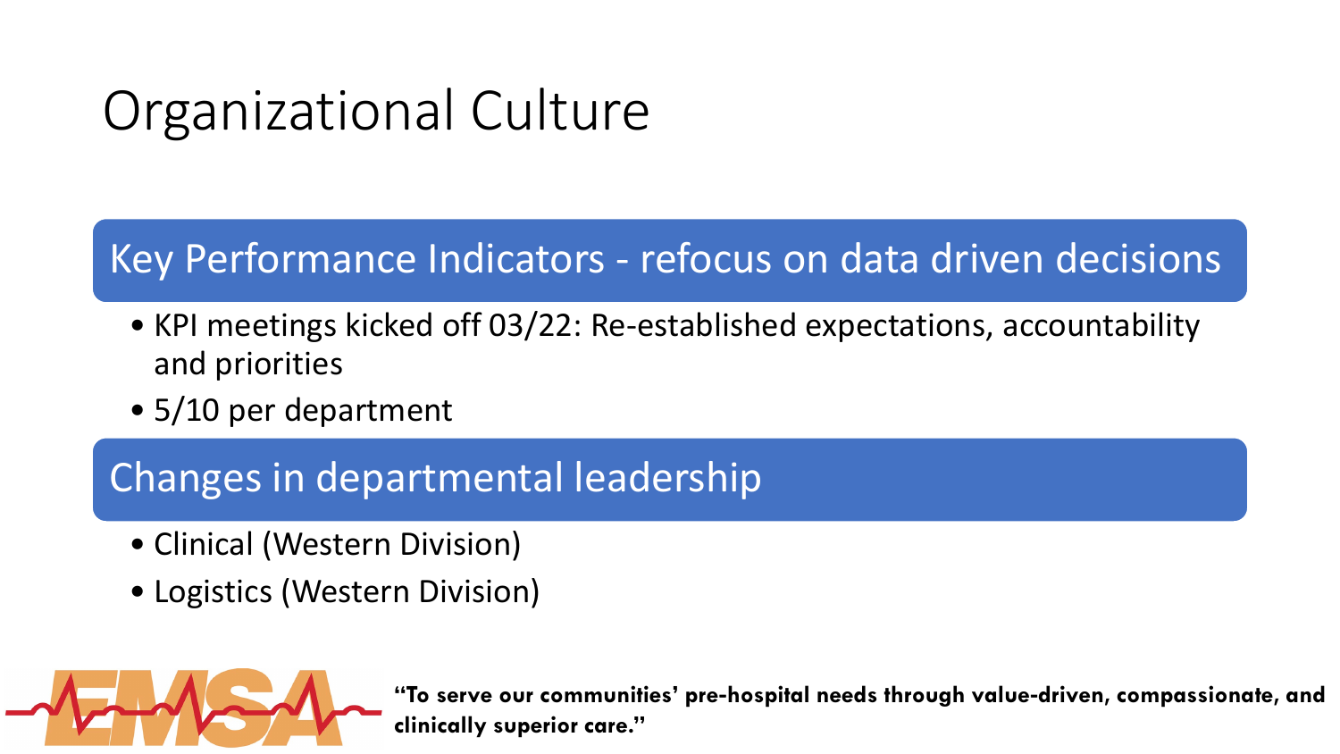# Organizational Culture

## Key Performance Indicators - refocus on data driven decisions

- KPI meetings kicked off 03/22: Re-established expectations, accountability and priorities
- 5/10 per department

## Changes in departmental leadership

- Clinical (Western Division)
- Logistics (Western Division)

**"To serve our communities' pre-hospital needs through value-driven, compassionate, and clinically superior care."**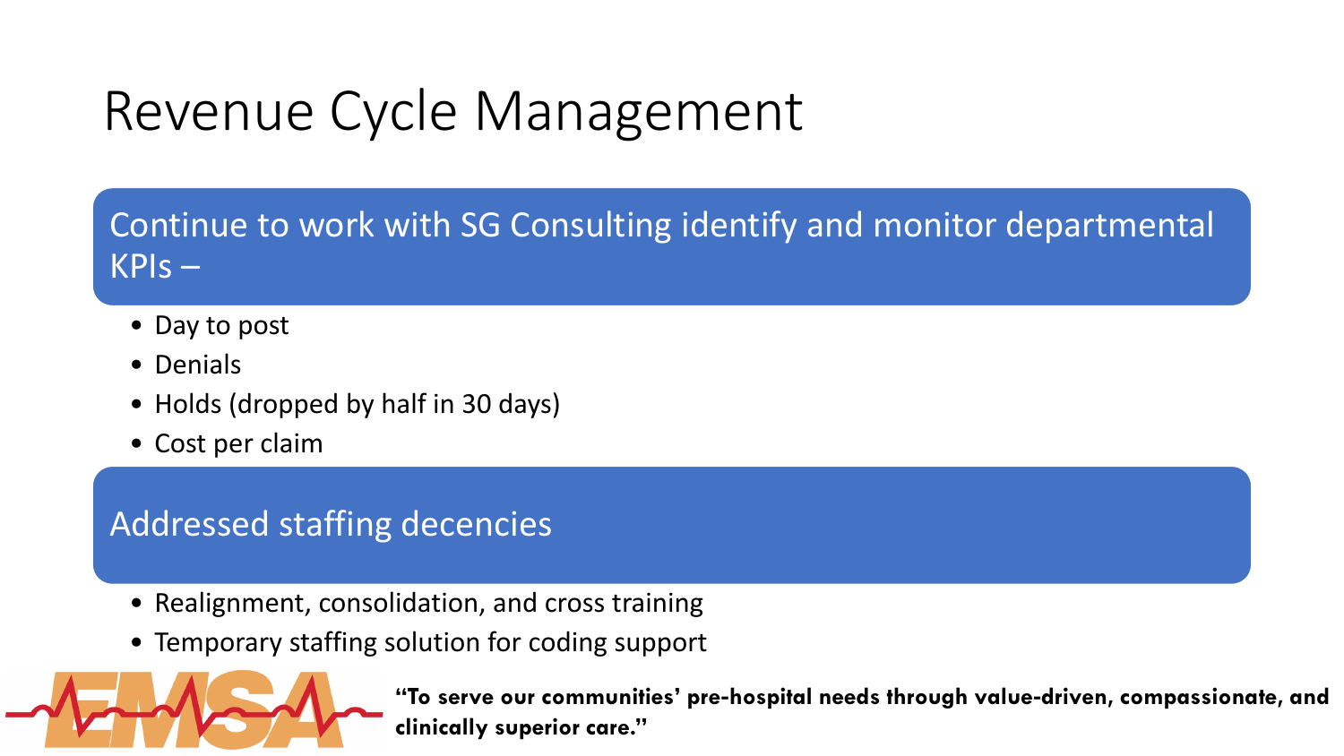# Revenue Cycle Management

## Continue to work with SG Consulting identify and monitor departmental KPIs –

- Day to post
- Denials
- Holds (dropped by half in 30 days)
- Cost per claim

## Addressed staffing decencies

- Realignment, consolidation, and cross training
- Temporary staffing solution for coding support

**"To serve our communities' pre-hospital needs through value-driven, compassionate, and clinically superior care."**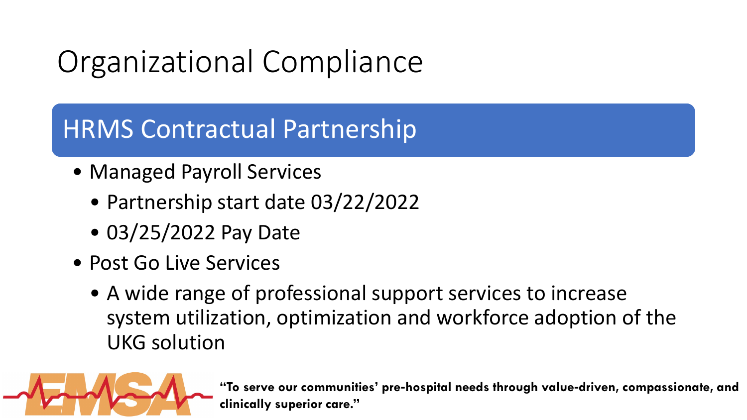# Organizational Compliance

## HRMS Contractual Partnership

- Managed Payroll Services
  - Partnership start date 03/22/2022
  - 03/25/2022 Pay Date
- Post Go Live Services
  - A wide range of professional support services to increase system utilization, optimization and workforce adoption of the UKG solution

EMSA

**"To serve our communities' pre-hospital needs through value-driven, compassionate, and clinically superior care."**